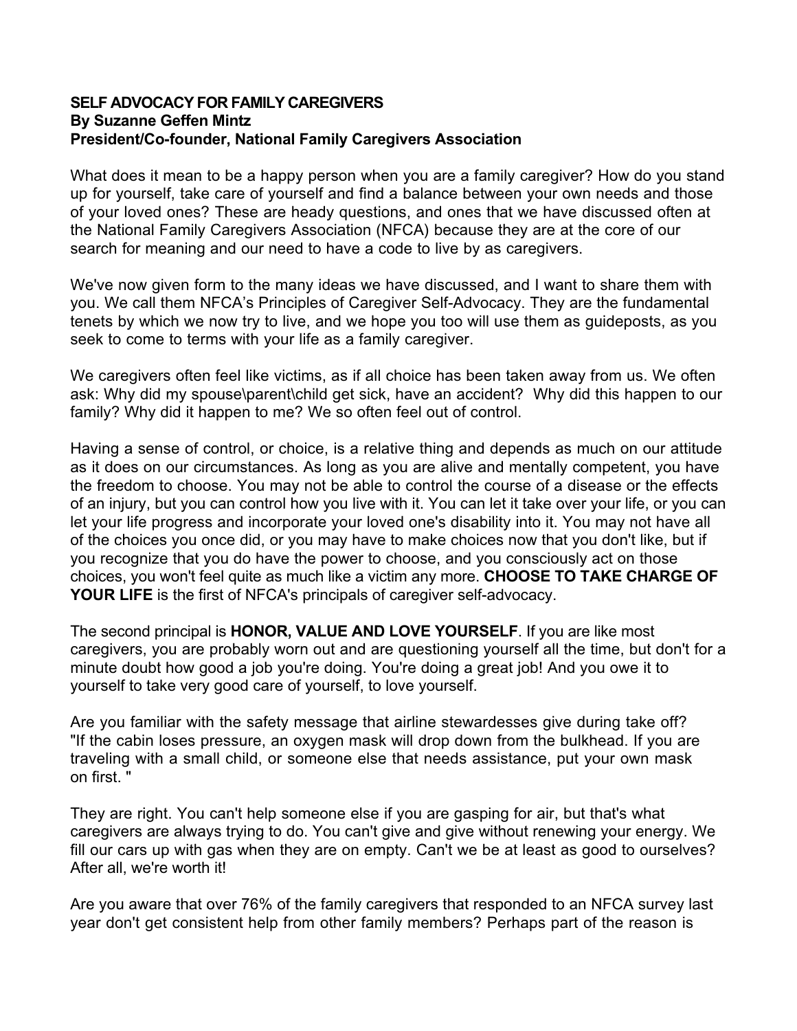**SELF ADVOCACY FOR FAMILY CAREGIVERS**
**By Suzanne Geffen Mintz**
**President/Co-founder, National Family Caregivers Association**

What does it mean to be a happy person when you are a family caregiver? How do you stand up for yourself, take care of yourself and find a balance between your own needs and those of your loved ones? These are heady questions, and ones that we have discussed often at the National Family Caregivers Association (NFCA) because they are at the core of our search for meaning and our need to have a code to live by as caregivers.

We've now given form to the many ideas we have discussed, and I want to share them with you. We call them NFCA's Principles of Caregiver Self-Advocacy. They are the fundamental tenets by which we now try to live, and we hope you too will use them as guideposts, as you seek to come to terms with your life as a family caregiver.

We caregivers often feel like victims, as if all choice has been taken away from us. We often ask: Why did my spouse\parent\child get sick, have an accident? Why did this happen to our family? Why did it happen to me? We so often feel out of control.

Having a sense of control, or choice, is a relative thing and depends as much on our attitude as it does on our circumstances. As long as you are alive and mentally competent, you have the freedom to choose. You may not be able to control the course of a disease or the effects of an injury, but you can control how you live with it. You can let it take over your life, or you can let your life progress and incorporate your loved one's disability into it. You may not have all of the choices you once did, or you may have to make choices now that you don't like, but if you recognize that you do have the power to choose, and you consciously act on those choices, you won't feel quite as much like a victim any more. **CHOOSE TO TAKE CHARGE OF YOUR LIFE** is the first of NFCA's principals of caregiver self-advocacy.

The second principal is **HONOR, VALUE AND LOVE YOURSELF**. If you are like most caregivers, you are probably worn out and are questioning yourself all the time, but don't for a minute doubt how good a job you're doing. You're doing a great job! And you owe it to yourself to take very good care of yourself, to love yourself.

Are you familiar with the safety message that airline stewardesses give during take off? "If the cabin loses pressure, an oxygen mask will drop down from the bulkhead. If you are traveling with a small child, or someone else that needs assistance, put your own mask on first. "

They are right. You can't help someone else if you are gasping for air, but that's what caregivers are always trying to do. You can't give and give without renewing your energy. We fill our cars up with gas when they are on empty. Can't we be at least as good to ourselves? After all, we're worth it!

Are you aware that over 76% of the family caregivers that responded to an NFCA survey last year don't get consistent help from other family members? Perhaps part of the reason is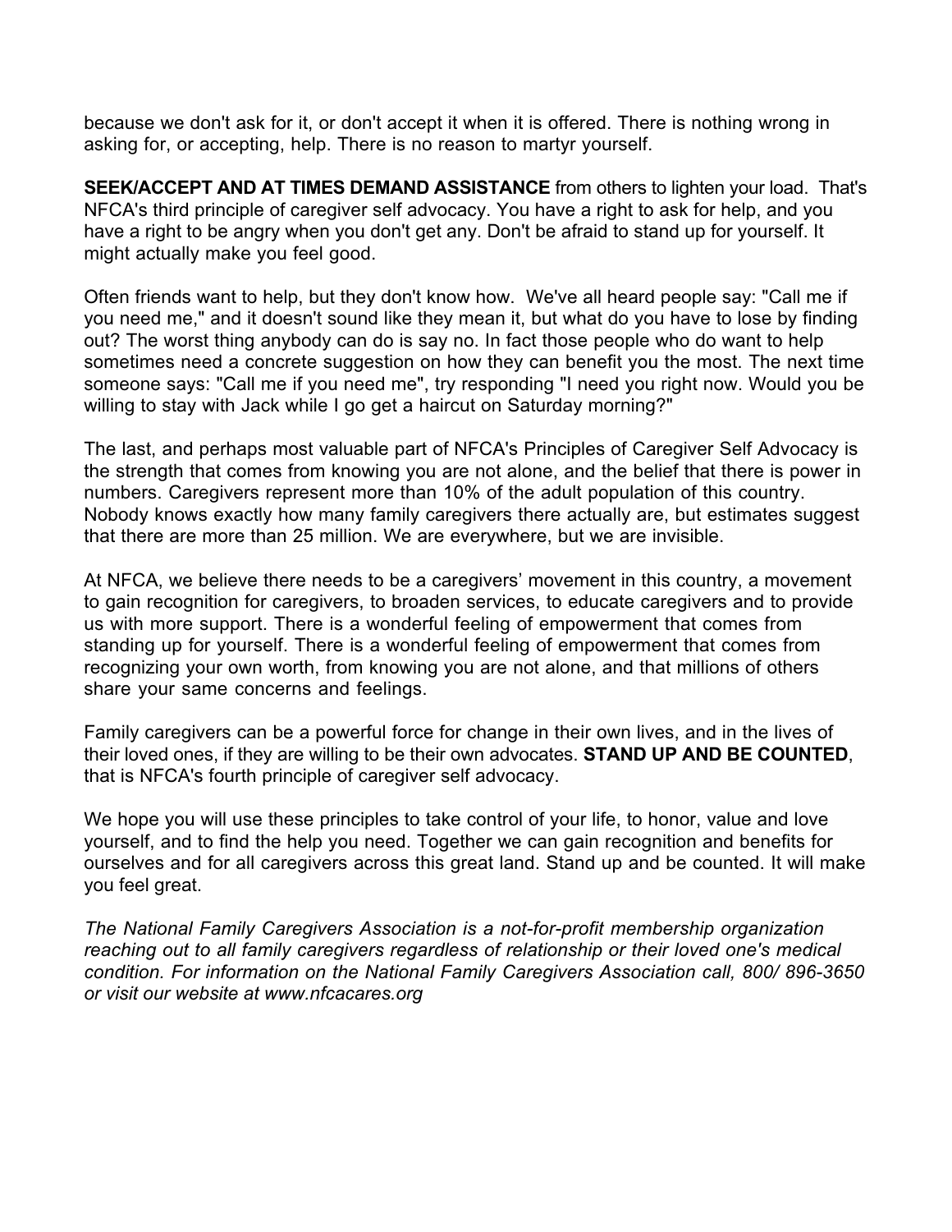because we don't ask for it, or don't accept it when it is offered. There is nothing wrong in asking for, or accepting, help. There is no reason to martyr yourself.

**SEEK/ACCEPT AND AT TIMES DEMAND ASSISTANCE** from others to lighten your load. That's NFCA's third principle of caregiver self advocacy. You have a right to ask for help, and you have a right to be angry when you don't get any. Don't be afraid to stand up for yourself. It might actually make you feel good.

Often friends want to help, but they don't know how. We've all heard people say: "Call me if you need me," and it doesn't sound like they mean it, but what do you have to lose by finding out? The worst thing anybody can do is say no. In fact those people who do want to help sometimes need a concrete suggestion on how they can benefit you the most. The next time someone says: "Call me if you need me", try responding "I need you right now. Would you be willing to stay with Jack while I go get a haircut on Saturday morning?"

The last, and perhaps most valuable part of NFCA's Principles of Caregiver Self Advocacy is the strength that comes from knowing you are not alone, and the belief that there is power in numbers. Caregivers represent more than 10% of the adult population of this country. Nobody knows exactly how many family caregivers there actually are, but estimates suggest that there are more than 25 million. We are everywhere, but we are invisible.

At NFCA, we believe there needs to be a caregivers' movement in this country, a movement to gain recognition for caregivers, to broaden services, to educate caregivers and to provide us with more support. There is a wonderful feeling of empowerment that comes from standing up for yourself. There is a wonderful feeling of empowerment that comes from recognizing your own worth, from knowing you are not alone, and that millions of others share your same concerns and feelings.

Family caregivers can be a powerful force for change in their own lives, and in the lives of their loved ones, if they are willing to be their own advocates. **STAND UP AND BE COUNTED**, that is NFCA's fourth principle of caregiver self advocacy.

We hope you will use these principles to take control of your life, to honor, value and love yourself, and to find the help you need. Together we can gain recognition and benefits for ourselves and for all caregivers across this great land. Stand up and be counted. It will make you feel great.

*The National Family Caregivers Association is a not-for-profit membership organization reaching out to all family caregivers regardless of relationship or their loved one's medical condition. For information on the National Family Caregivers Association call, 800/ 896-3650 or visit our website at www.nfcacares.org*